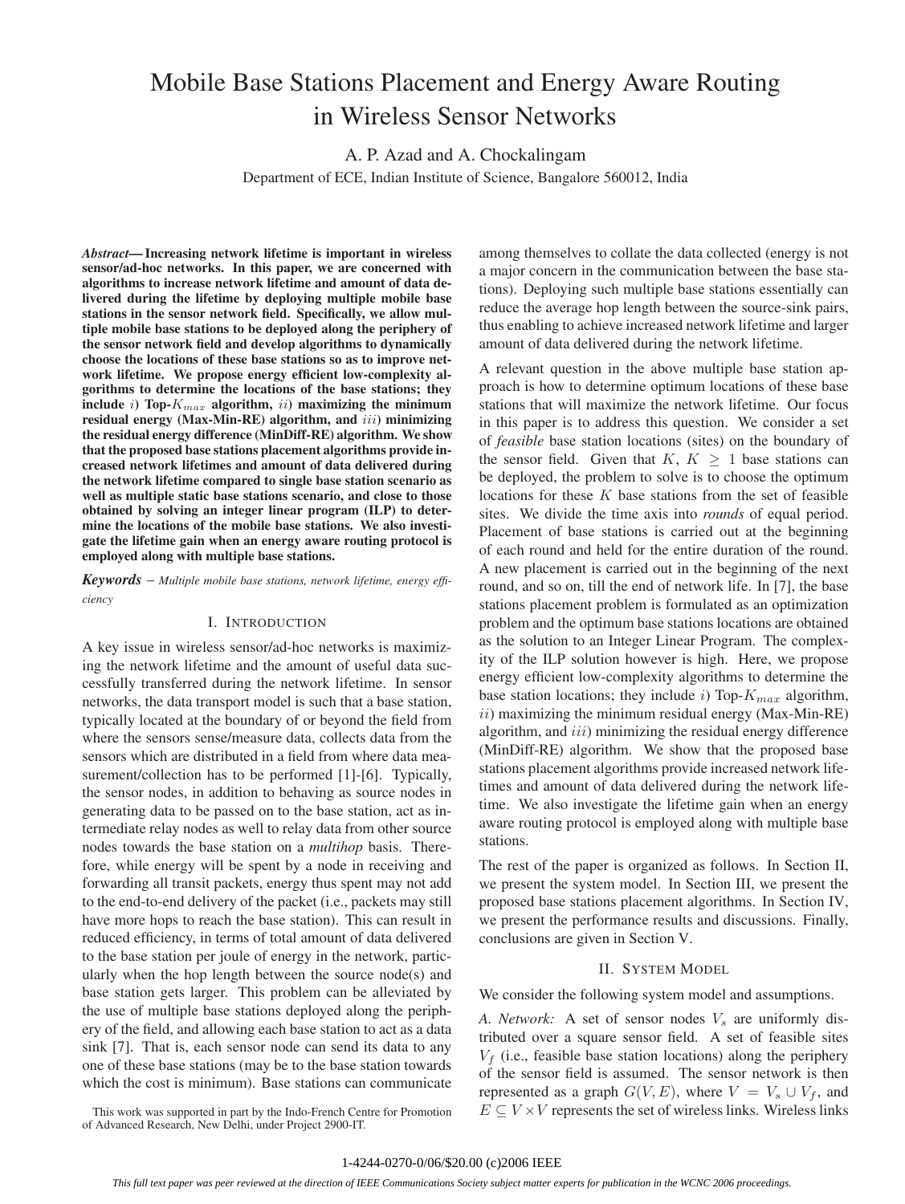# Mobile Base Stations Placement and Energy Aware Routing in Wireless Sensor Networks

A. P. Azad and A. Chockalingam

Department of ECE, Indian Institute of Science, Bangalore 560012, India

***Abstract*— Increasing network lifetime is important in wireless sensor/ad-hoc networks. In this paper, we are concerned with algorithms to increase network lifetime and amount of data delivered during the lifetime by deploying multiple mobile base stations in the sensor network field. Specifically, we allow multiple mobile base stations to be deployed along the periphery of the sensor network field and develop algorithms to dynamically choose the locations of these base stations so as to improve network lifetime. We propose energy efficient low-complexity algorithms to determine the locations of the base stations; they include $i)$ Top-$K_{max}$ algorithm, $ii)$ maximizing the minimum residual energy (Max-Min-RE) algorithm, and $iii)$ minimizing the residual energy difference (MinDiff-RE) algorithm. We show that the proposed base stations placement algorithms provide increased network lifetimes and amount of data delivered during the network lifetime compared to single base station scenario as well as multiple static base stations scenario, and close to those obtained by solving an integer linear program (ILP) to determine the locations of the mobile base stations. We also investigate the lifetime gain when an energy aware routing protocol is employed along with multiple base stations.**

***Keywords*** – *Multiple mobile base stations, network lifetime, energy efficiency*

## I. Introduction

A key issue in wireless sensor/ad-hoc networks is maximizing the network lifetime and the amount of useful data successfully transferred during the network lifetime. In sensor networks, the data transport model is such that a base station, typically located at the boundary of or beyond the field from where the sensors sense/measure data, collects data from the sensors which are distributed in a field from where data measurement/collection has to be performed [1]-[6]. Typically, the sensor nodes, in addition to behaving as source nodes in generating data to be passed on to the base station, act as intermediate relay nodes as well to relay data from other source nodes towards the base station on a *multihop* basis. Therefore, while energy will be spent by a node in receiving and forwarding all transit packets, energy thus spent may not add to the end-to-end delivery of the packet (i.e., packets may still have more hops to reach the base station). This can result in reduced efficiency, in terms of total amount of data delivered to the base station per joule of energy in the network, particularly when the hop length between the source node(s) and base station gets larger. This problem can be alleviated by the use of multiple base stations deployed along the periphery of the field, and allowing each base station to act as a data sink [7]. That is, each sensor node can send its data to any one of these base stations (may be to the base station towards which the cost is minimum). Base stations can communicate among themselves to collate the data collected (energy is not a major concern in the communication between the base stations). Deploying such multiple base stations essentially can reduce the average hop length between the source-sink pairs, thus enabling to achieve increased network lifetime and larger amount of data delivered during the network lifetime.

A relevant question in the above multiple base station approach is how to determine optimum locations of these base stations that will maximize the network lifetime. Our focus in this paper is to address this question. We consider a set of *feasible* base station locations (sites) on the boundary of the sensor field. Given that $K$, $K \geq 1$ base stations can be deployed, the problem to solve is to choose the optimum locations for these $K$ base stations from the set of feasible sites. We divide the time axis into *rounds* of equal period. Placement of base stations is carried out at the beginning of each round and held for the entire duration of the round. A new placement is carried out in the beginning of the next round, and so on, till the end of network life. In [7], the base stations placement problem is formulated as an optimization problem and the optimum base stations locations are obtained as the solution to an Integer Linear Program. The complexity of the ILP solution however is high. Here, we propose energy efficient low-complexity algorithms to determine the base station locations; they include $i)$ Top-$K_{max}$ algorithm, $ii)$ maximizing the minimum residual energy (Max-Min-RE) algorithm, and $iii)$ minimizing the residual energy difference (MinDiff-RE) algorithm. We show that the proposed base stations placement algorithms provide increased network lifetimes and amount of data delivered during the network lifetime. We also investigate the lifetime gain when an energy aware routing protocol is employed along with multiple base stations.

The rest of the paper is organized as follows. In Section II, we present the system model. In Section III, we present the proposed base stations placement algorithms. In Section IV, we present the performance results and discussions. Finally, conclusions are given in Section V.

## II. System Model

We consider the following system model and assumptions.

*A. Network:* A set of sensor nodes $V_s$ are uniformly distributed over a square sensor field. A set of feasible sites $V_f$ (i.e., feasible base station locations) along the periphery of the sensor field is assumed. The sensor network is then represented as a graph $G(V, E)$, where $V = V_s \cup V_f$, and $E \subseteq V \times V$ represents the set of wireless links. Wireless links

This work was supported in part by the Indo-French Centre for Promotion of Advanced Research, New Delhi, under Project 2900-IT.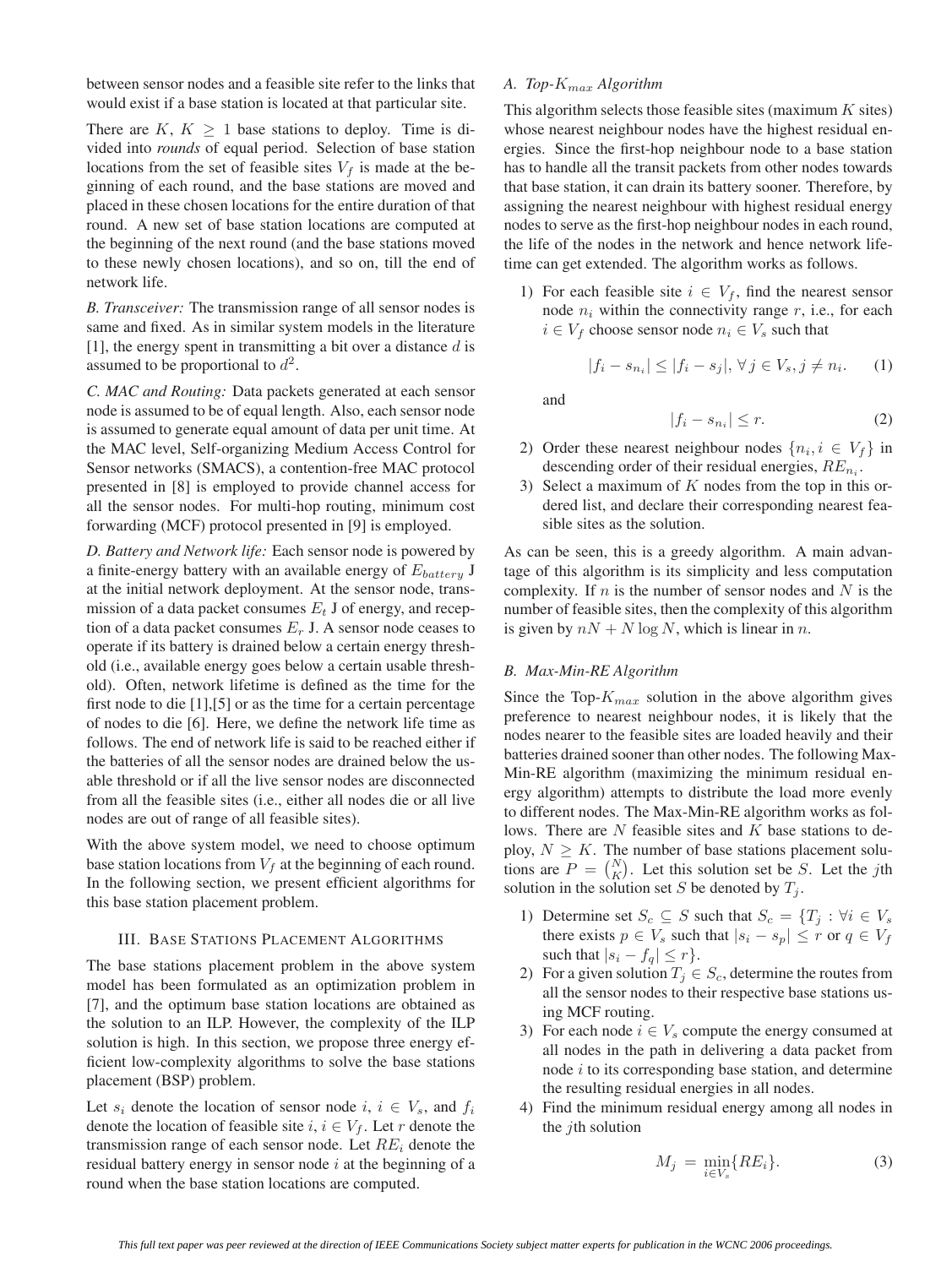between sensor nodes and a feasible site refer to the links that would exist if a base station is located at that particular site.

There are $K$, $K \geq 1$ base stations to deploy. Time is divided into *rounds* of equal period. Selection of base station locations from the set of feasible sites $V_f$ is made at the beginning of each round, and the base stations are moved and placed in these chosen locations for the entire duration of that round. A new set of base station locations are computed at the beginning of the next round (and the base stations moved to these newly chosen locations), and so on, till the end of network life.

*B. Transceiver:* The transmission range of all sensor nodes is same and fixed. As in similar system models in the literature [1], the energy spent in transmitting a bit over a distance $d$ is assumed to be proportional to $d^2$.

*C. MAC and Routing:* Data packets generated at each sensor node is assumed to be of equal length. Also, each sensor node is assumed to generate equal amount of data per unit time. At the MAC level, Self-organizing Medium Access Control for Sensor networks (SMACS), a contention-free MAC protocol presented in [8] is employed to provide channel access for all the sensor nodes. For multi-hop routing, minimum cost forwarding (MCF) protocol presented in [9] is employed.

*D. Battery and Network life:* Each sensor node is powered by a finite-energy battery with an available energy of $E_{battery}$ J at the initial network deployment. At the sensor node, transmission of a data packet consumes $E_t$ J of energy, and reception of a data packet consumes $E_r$ J. A sensor node ceases to operate if its battery is drained below a certain energy threshold (i.e., available energy goes below a certain usable threshold). Often, network lifetime is defined as the time for the first node to die [1],[5] or as the time for a certain percentage of nodes to die [6]. Here, we define the network life time as follows. The end of network life is said to be reached either if the batteries of all the sensor nodes are drained below the usable threshold or if all the live sensor nodes are disconnected from all the feasible sites (i.e., either all nodes die or all live nodes are out of range of all feasible sites).

With the above system model, we need to choose optimum base station locations from $V_f$ at the beginning of each round. In the following section, we present efficient algorithms for this base station placement problem.

## III. Base Stations Placement Algorithms

The base stations placement problem in the above system model has been formulated as an optimization problem in [7], and the optimum base station locations are obtained as the solution to an ILP. However, the complexity of the ILP solution is high. In this section, we propose three energy efficient low-complexity algorithms to solve the base stations placement (BSP) problem.

Let $s_i$ denote the location of sensor node $i$, $i \in V_s$, and $f_i$ denote the location of feasible site $i$, $i \in V_f$. Let $r$ denote the transmission range of each sensor node. Let $RE_i$ denote the residual battery energy in sensor node $i$ at the beginning of a round when the base station locations are computed.

### A. Top-$K_{max}$ Algorithm

This algorithm selects those feasible sites (maximum $K$ sites) whose nearest neighbour nodes have the highest residual energies. Since the first-hop neighbour node to a base station has to handle all the transit packets from other nodes towards that base station, it can drain its battery sooner. Therefore, by assigning the nearest neighbour with highest residual energy nodes to serve as the first-hop neighbour nodes in each round, the life of the nodes in the network and hence network lifetime can get extended. The algorithm works as follows.

1) For each feasible site $i \in V_f$, find the nearest sensor node $n_i$ within the connectivity range $r$, i.e., for each $i \in V_f$ choose sensor node $n_i \in V_s$ such that

$$|f_i - s_{n_i}| \leq |f_i - s_j|, \; \forall\, j \in V_s, j \neq n_i. \quad (1)$$

and

$$|f_i - s_{n_i}| \leq r. \quad (2)$$

2) Order these nearest neighbour nodes $\{n_i, i \in V_f\}$ in descending order of their residual energies, $RE_{n_i}$.
3) Select a maximum of $K$ nodes from the top in this ordered list, and declare their corresponding nearest feasible sites as the solution.

As can be seen, this is a greedy algorithm. A main advantage of this algorithm is its simplicity and less computation complexity. If $n$ is the number of sensor nodes and $N$ is the number of feasible sites, then the complexity of this algorithm is given by $nN + N \log N$, which is linear in $n$.

### B. Max-Min-RE Algorithm

Since the Top-$K_{max}$ solution in the above algorithm gives preference to nearest neighbour nodes, it is likely that the nodes nearer to the feasible sites are loaded heavily and their batteries drained sooner than other nodes. The following Max-Min-RE algorithm (maximizing the minimum residual energy algorithm) attempts to distribute the load more evenly to different nodes. The Max-Min-RE algorithm works as follows. There are $N$ feasible sites and $K$ base stations to deploy, $N \geq K$. The number of base stations placement solutions are $P = \binom{N}{K}$. Let this solution set be $S$. Let the $j$th solution in the solution set $S$ be denoted by $T_j$.

1) Determine set $S_c \subseteq S$ such that $S_c = \{T_j : \forall i \in V_s$ there exists $p \in V_s$ such that $|s_i - s_p| \leq r$ or $q \in V_f$ such that $|s_i - f_q| \leq r\}$.
2) For a given solution $T_j \in S_c$, determine the routes from all the sensor nodes to their respective base stations using MCF routing.
3) For each node $i \in V_s$ compute the energy consumed at all nodes in the path in delivering a data packet from node $i$ to its corresponding base station, and determine the resulting residual energies in all nodes.
4) Find the minimum residual energy among all nodes in the $j$th solution

$$M_j = \min_{i \in V_s}\{RE_i\}. \quad (3)$$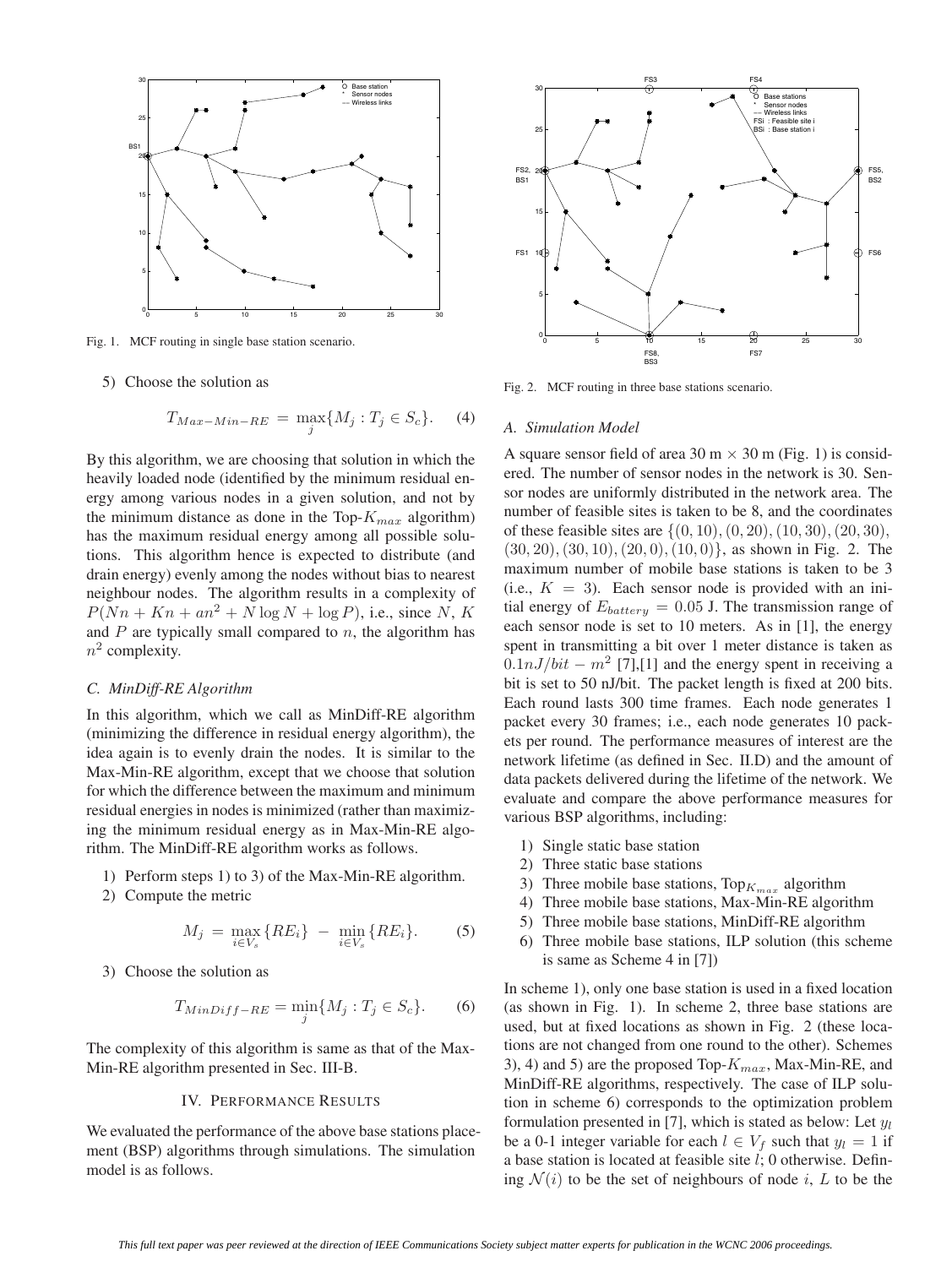Fig. 1. MCF routing in single base station scenario.

5) Choose the solution as

$$T_{Max-Min-RE} = \max_{j}\{M_j : T_j \in S_c\}. \quad (4)$$

By this algorithm, we are choosing that solution in which the heavily loaded node (identified by the minimum residual energy among various nodes in a given solution, and not by the minimum distance as done in the Top-$K_{max}$ algorithm) has the maximum residual energy among all possible solutions. This algorithm hence is expected to distribute (and drain energy) evenly among the nodes without bias to nearest neighbour nodes. The algorithm results in a complexity of $P(Nn + Kn + an^2 + N\log N + \log P)$, i.e., since $N$, $K$ and $P$ are typically small compared to $n$, the algorithm has $n^2$ complexity.

### C. MinDiff-RE Algorithm

In this algorithm, which we call as MinDiff-RE algorithm (minimizing the difference in residual energy algorithm), the idea again is to evenly drain the nodes. It is similar to the Max-Min-RE algorithm, except that we choose that solution for which the difference between the maximum and minimum residual energies in nodes is minimized (rather than maximizing the minimum residual energy as in Max-Min-RE algorithm. The MinDiff-RE algorithm works as follows.

1) Perform steps 1) to 3) of the Max-Min-RE algorithm.
2) Compute the metric

$$M_j = \max_{i\in V_s}\{RE_i\} - \min_{i\in V_s}\{RE_i\}. \quad (5)$$

3) Choose the solution as

$$T_{MinDiff-RE} = \min_{j}\{M_j : T_j \in S_c\}. \quad (6)$$

The complexity of this algorithm is same as that of the Max-Min-RE algorithm presented in Sec. III-B.

## IV. Performance Results

We evaluated the performance of the above base stations placement (BSP) algorithms through simulations. The simulation model is as follows.

Fig. 2. MCF routing in three base stations scenario.

### A. Simulation Model

A square sensor field of area 30 m $\times$ 30 m (Fig. 1) is considered. The number of sensor nodes in the network is 30. Sensor nodes are uniformly distributed in the network area. The number of feasible sites is taken to be 8, and the coordinates of these feasible sites are $\{(0,10),(0,20),(10,30),(20,30),$ $(30,20),(30,10),(20,0),(10,0)\}$, as shown in Fig. 2. The maximum number of mobile base stations is taken to be 3 (i.e., $K = 3$). Each sensor node is provided with an initial energy of $E_{battery} = 0.05$ J. The transmission range of each sensor node is set to 10 meters. As in [1], the energy spent in transmitting a bit over 1 meter distance is taken as $0.1nJ/bit - m^2$ [7],[1] and the energy spent in receiving a bit is set to 50 nJ/bit. The packet length is fixed at 200 bits. Each round lasts 300 time frames. Each node generates 1 packet every 30 frames; i.e., each node generates 10 packets per round. The performance measures of interest are the network lifetime (as defined in Sec. II.D) and the amount of data packets delivered during the lifetime of the network. We evaluate and compare the above performance measures for various BSP algorithms, including:

1) Single static base station
2) Three static base stations
3) Three mobile base stations, Top$_{K_{max}}$ algorithm
4) Three mobile base stations, Max-Min-RE algorithm
5) Three mobile base stations, MinDiff-RE algorithm
6) Three mobile base stations, ILP solution (this scheme is same as Scheme 4 in [7])

In scheme 1), only one base station is used in a fixed location (as shown in Fig. 1). In scheme 2, three base stations are used, but at fixed locations as shown in Fig. 2 (these locations are not changed from one round to the other). Schemes 3), 4) and 5) are the proposed Top-$K_{max}$, Max-Min-RE, and MinDiff-RE algorithms, respectively. The case of ILP solution in scheme 6) corresponds to the optimization problem formulation presented in [7], which is stated as below: Let $y_l$ be a 0-1 integer variable for each $l \in V_f$ such that $y_l = 1$ if a base station is located at feasible site $l$; 0 otherwise. Defining $\mathcal{N}(i)$ to be the set of neighbours of node $i$, $L$ to be the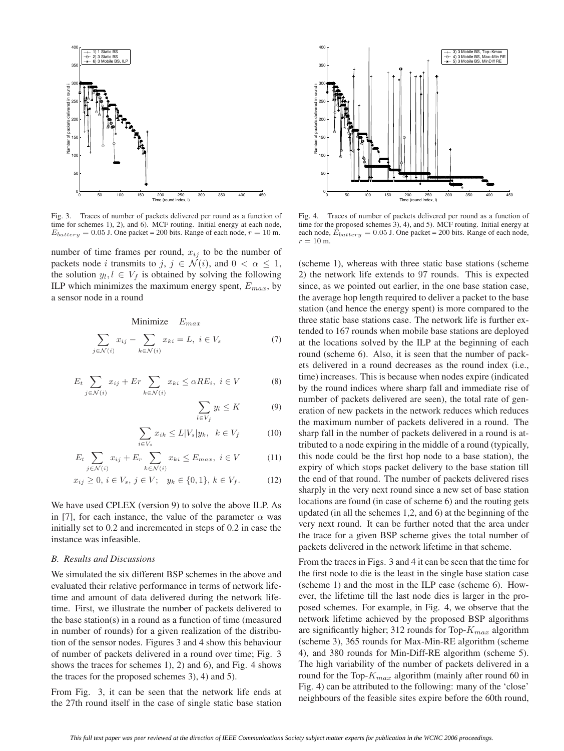Fig. 3. Traces of number of packets delivered per round as a function of time for schemes 1), 2), and 6). MCF routing. Initial energy at each node, $E_{battery} = 0.05$ J. One packet = 200 bits. Range of each node, $r = 10$ m.

Fig. 4. Traces of number of packets delivered per round as a function of time for the proposed schemes 3), 4), and 5). MCF routing. Initial energy at each node, $E_{battery} = 0.05$ J. One packet = 200 bits. Range of each node, $r = 10$ m.

number of time frames per round, $x_{ij}$ to be the number of packets node $i$ transmits to $j$, $j \in \mathcal{N}(i)$, and $0 < \alpha \leq 1$, the solution $y_l, l \in V_f$ is obtained by solving the following ILP which minimizes the maximum energy spent, $E_{max}$, by a sensor node in a round

$$\text{Minimize} \quad E_{max}$$

$$\sum_{j \in \mathcal{N}(i)} x_{ij} - \sum_{k \in \mathcal{N}(i)} x_{ki} = L, \; i \in V_s \tag{7}$$

$$E_t \sum_{j \in \mathcal{N}(i)} x_{ij} + Er \sum_{k \in \mathcal{N}(i)} x_{ki} \leq \alpha RE_i, \; i \in V \tag{8}$$

$$\sum_{l \in V_f} y_l \leq K \tag{9}$$

$$\sum_{i \in V_s} x_{ik} \leq L|V_s|y_k, \;\; k \in V_f \tag{10}$$

$$E_t \sum_{j \in \mathcal{N}(i)} x_{ij} + E_r \sum_{k \in \mathcal{N}(i)} x_{ki} \leq E_{max}, \; i \in V \tag{11}$$

$$x_{ij} \geq 0, \, i \in V_s, \, j \in V; \quad y_k \in \{0, 1\}, \, k \in V_f. \tag{12}$$

We have used CPLEX (version 9) to solve the above ILP. As in [7], for each instance, the value of the parameter $\alpha$ was initially set to 0.2 and incremented in steps of 0.2 in case the instance was infeasible.

### *B. Results and Discussions*

We simulated the six different BSP schemes in the above and evaluated their relative performance in terms of network lifetime and amount of data delivered during the network lifetime. First, we illustrate the number of packets delivered to the base station(s) in a round as a function of time (measured in number of rounds) for a given realization of the distribution of the sensor nodes. Figures 3 and 4 show this behaviour of number of packets delivered in a round over time; Fig. 3 shows the traces for schemes 1), 2) and 6), and Fig. 4 shows the traces for the proposed schemes 3), 4) and 5).

From Fig. 3, it can be seen that the network life ends at the 27th round itself in the case of single static base station (scheme 1), whereas with three static base stations (scheme 2) the network life extends to 97 rounds. This is expected since, as we pointed out earlier, in the one base station case, the average hop length required to deliver a packet to the base station (and hence the energy spent) is more compared to the three static base stations case. The network life is further extended to 167 rounds when mobile base stations are deployed at the locations solved by the ILP at the beginning of each round (scheme 6). Also, it is seen that the number of packets delivered in a round decreases as the round index (i.e., time) increases. This is because when nodes expire (indicated by the round indices where sharp fall and immediate rise of number of packets delivered are seen), the total rate of generation of new packets in the network reduces which reduces the maximum number of packets delivered in a round. The sharp fall in the number of packets delivered in a round is attributed to a node expiring in the middle of a round (typically, this node could be the first hop node to a base station), the expiry of which stops packet delivery to the base station till the end of that round. The number of packets delivered rises sharply in the very next round since a new set of base station locations are found (in case of scheme 6) and the routing gets updated (in all the schemes 1,2, and 6) at the beginning of the very next round. It can be further noted that the area under the trace for a given BSP scheme gives the total number of packets delivered in the network lifetime in that scheme.

From the traces in Figs. 3 and 4 it can be seen that the time for the first node to die is the least in the single base station case (scheme 1) and the most in the ILP case (scheme 6). However, the lifetime till the last node dies is larger in the proposed schemes. For example, in Fig. 4, we observe that the network lifetime achieved by the proposed BSP algorithms are significantly higher; 312 rounds for Top-$K_{max}$ algorithm (scheme 3), 365 rounds for Max-Min-RE algorithm (scheme 4), and 380 rounds for Min-Diff-RE algorithm (scheme 5). The high variability of the number of packets delivered in a round for the Top-$K_{max}$ algorithm (mainly after round 60 in Fig. 4) can be attributed to the following: many of the 'close' neighbours of the feasible sites expire before the 60th round,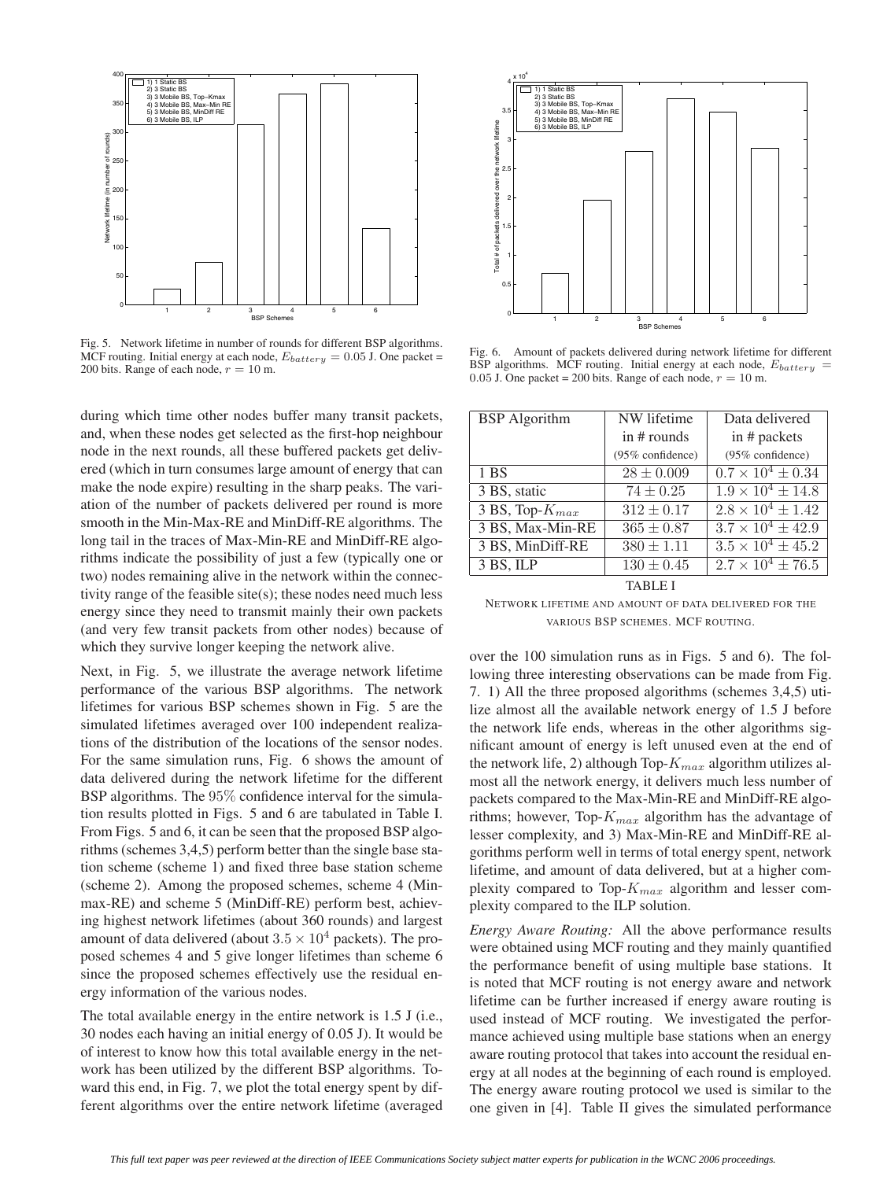Fig. 5. Network lifetime in number of rounds for different BSP algorithms. MCF routing. Initial energy at each node, $E_{battery} = 0.05$ J. One packet = 200 bits. Range of each node, $r = 10$ m.

Fig. 6. Amount of packets delivered during network lifetime for different BSP algorithms. MCF routing. Initial energy at each node, $E_{battery} = 0.05$ J. One packet = 200 bits. Range of each node, $r = 10$ m.

during which time other nodes buffer many transit packets, and, when these nodes get selected as the first-hop neighbour node in the next rounds, all these buffered packets get delivered (which in turn consumes large amount of energy that can make the node expire) resulting in the sharp peaks. The variation of the number of packets delivered per round is more smooth in the Min-Max-RE and MinDiff-RE algorithms. The long tail in the traces of Max-Min-RE and MinDiff-RE algorithms indicate the possibility of just a few (typically one or two) nodes remaining alive in the network within the connectivity range of the feasible site(s); these nodes need much less energy since they need to transmit mainly their own packets (and very few transit packets from other nodes) because of which they survive longer keeping the network alive.

Next, in Fig. 5, we illustrate the average network lifetime performance of the various BSP algorithms. The network lifetimes for various BSP schemes shown in Fig. 5 are the simulated lifetimes averaged over 100 independent realizations of the distribution of the locations of the sensor nodes. For the same simulation runs, Fig. 6 shows the amount of data delivered during the network lifetime for the different BSP algorithms. The 95% confidence interval for the simulation results plotted in Figs. 5 and 6 are tabulated in Table I. From Figs. 5 and 6, it can be seen that the proposed BSP algorithms (schemes 3,4,5) perform better than the single base station scheme (scheme 1) and fixed three base station scheme (scheme 2). Among the proposed schemes, scheme 4 (Min-max-RE) and scheme 5 (MinDiff-RE) perform best, achieving highest network lifetimes (about 360 rounds) and largest amount of data delivered (about $3.5 \times 10^4$ packets). The proposed schemes 4 and 5 give longer lifetimes than scheme 6 since the proposed schemes effectively use the residual energy information of the various nodes.

The total available energy in the entire network is 1.5 J (i.e., 30 nodes each having an initial energy of 0.05 J). It would be of interest to know how this total available energy in the network has been utilized by the different BSP algorithms. Toward this end, in Fig. 7, we plot the total energy spent by different algorithms over the entire network lifetime (averaged over the 100 simulation runs as in Figs. 5 and 6). The following three interesting observations can be made from Fig. 7. 1) All the three proposed algorithms (schemes 3,4,5) utilize almost all the available network energy of 1.5 J before the network life ends, whereas in the other algorithms significant amount of energy is left unused even at the end of the network life, 2) although Top-$K_{max}$ algorithm utilizes almost all the network energy, it delivers much less number of packets compared to the Max-Min-RE and MinDiff-RE algorithms; however, Top-$K_{max}$ algorithm has the advantage of lesser complexity, and 3) Max-Min-RE and MinDiff-RE algorithms perform well in terms of total energy spent, network lifetime, and amount of data delivered, but at a higher complexity compared to Top-$K_{max}$ algorithm and lesser complexity compared to the ILP solution.

| BSP Algorithm | NW lifetime in # rounds (95% confidence) | Data delivered in # packets (95% confidence) |
|---|---|---|
| 1 BS | $28 \pm 0.009$ | $0.7 \times 10^4 \pm 0.34$ |
| 3 BS, static | $74 \pm 0.25$ | $1.9 \times 10^4 \pm 14.8$ |
| 3 BS, Top-$K_{max}$ | $312 \pm 0.17$ | $2.8 \times 10^4 \pm 1.42$ |
| 3 BS, Max-Min-RE | $365 \pm 0.87$ | $3.7 \times 10^4 \pm 42.9$ |
| 3 BS, MinDiff-RE | $380 \pm 1.11$ | $3.5 \times 10^4 \pm 45.2$ |
| 3 BS, ILP | $130 \pm 0.45$ | $2.7 \times 10^4 \pm 76.5$ |

TABLE I

NETWORK LIFETIME AND AMOUNT OF DATA DELIVERED FOR THE VARIOUS BSP SCHEMES. MCF ROUTING.

*Energy Aware Routing:* All the above performance results were obtained using MCF routing and they mainly quantified the performance benefit of using multiple base stations. It is noted that MCF routing is not energy aware and network lifetime can be further increased if energy aware routing is used instead of MCF routing. We investigated the performance achieved using multiple base stations when an energy aware routing protocol that takes into account the residual energy at all nodes at the beginning of each round is employed. The energy aware routing protocol we used is similar to the one given in [4]. Table II gives the simulated performance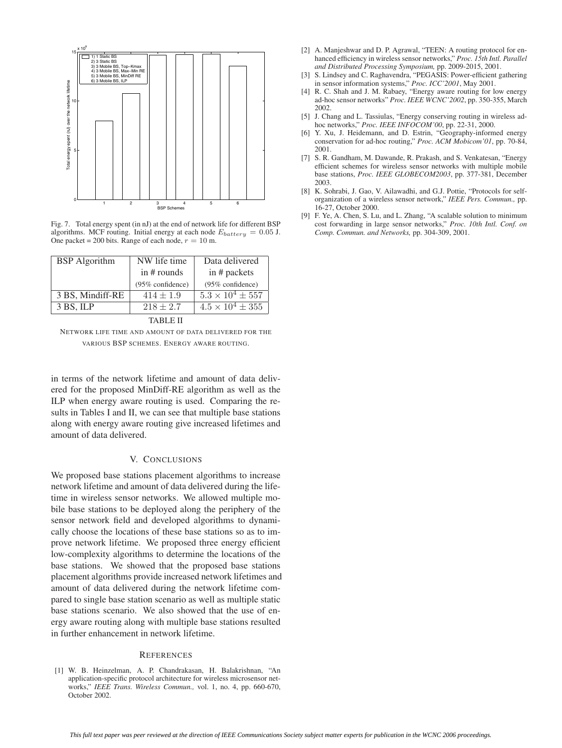x $10^8$

15

10

5

0

1) 1 Static BS
2) 3 Static BS
3) 3 Mobile BS, Top–Kmax
4) 3 Mobile BS, Max–Min RE
5) 3 Mobile BS, MinDiff RE
6) 3 Mobile BS, ILP

Total energy spent (nJ) over the network lifetime

1 2 3 4 5 6

BSP Schemes

Fig. 7. Total energy spent (in nJ) at the end of network life for different BSP algorithms. MCF routing. Initial energy at each node $E_{battery} = 0.05$ J. One packet = 200 bits. Range of each node, $r = 10$ m.

| BSP Algorithm | NW life time in # rounds (95% confidence) | Data delivered in # packets (95% confidence) |
|---|---|---|
| 3 BS, Mindiff-RE | $414 \pm 1.9$ | $5.3 \times 10^4 \pm 557$ |
| 3 BS, ILP | $218 \pm 2.7$ | $4.5 \times 10^4 \pm 355$ |

TABLE II

NETWORK LIFE TIME AND AMOUNT OF DATA DELIVERED FOR THE VARIOUS BSP SCHEMES. ENERGY AWARE ROUTING.

in terms of the network lifetime and amount of data delivered for the proposed MinDiff-RE algorithm as well as the ILP when energy aware routing is used. Comparing the results in Tables I and II, we can see that multiple base stations along with energy aware routing give increased lifetimes and amount of data delivered.

## V. Conclusions

We proposed base stations placement algorithms to increase network lifetime and amount of data delivered during the lifetime in wireless sensor networks. We allowed multiple mobile base stations to be deployed along the periphery of the sensor network field and developed algorithms to dynamically choose the locations of these base stations so as to improve network lifetime. We proposed three energy efficient low-complexity algorithms to determine the locations of the base stations. We showed that the proposed base stations placement algorithms provide increased network lifetimes and amount of data delivered during the network lifetime compared to single base station scenario as well as multiple static base stations scenario. We also showed that the use of energy aware routing along with multiple base stations resulted in further enhancement in network lifetime.

## References

[1] W. B. Heinzelman, A. P. Chandrakasan, H. Balakrishnan, "An application-specific protocol architecture for wireless microsensor networks," *IEEE Trans. Wireless Commun.,* vol. 1, no. 4, pp. 660-670, October 2002.

[2] A. Manjeshwar and D. P. Agrawal, "TEEN: A routing protocol for enhanced efficiency in wireless sensor networks," *Proc. 15th Intl. Parallel and Distributed Processing Symposium,* pp. 2009-2015, 2001.

[3] S. Lindsey and C. Raghavendra, "PEGASIS: Power-efficient gathering in sensor information systems," *Proc. ICC'2001*, May 2001.

[4] R. C. Shah and J. M. Rabaey, "Energy aware routing for low energy ad-hoc sensor networks" *Proc. IEEE WCNC'2002*, pp. 350-355, March 2002.

[5] J. Chang and L. Tassiulas, "Energy conserving routing in wireless ad-hoc networks," *Proc. IEEE INFOCOM'00*, pp. 22-31, 2000.

[6] Y. Xu, J. Heidemann, and D. Estrin, "Geography-informed energy conservation for ad-hoc routing," *Proc. ACM Mobicom'01*, pp. 70-84, 2001.

[7] S. R. Gandham, M. Dawande, R. Prakash, and S. Venkatesan, "Energy efficient schemes for wireless sensor networks with multiple mobile base stations, *Proc. IEEE GLOBECOM2003*, pp. 377-381, December 2003.

[8] K. Sohrabi, J. Gao, V. Ailawadhi, and G.J. Pottie, "Protocols for self-organization of a wireless sensor network," *IEEE Pers. Commun.,* pp. 16-27, October 2000.

[9] F. Ye, A. Chen, S. Lu, and L. Zhang, "A scalable solution to minimum cost forwarding in large sensor networks," *Proc. 10th Intl. Conf. on Comp. Commun. and Networks,* pp. 304-309, 2001.